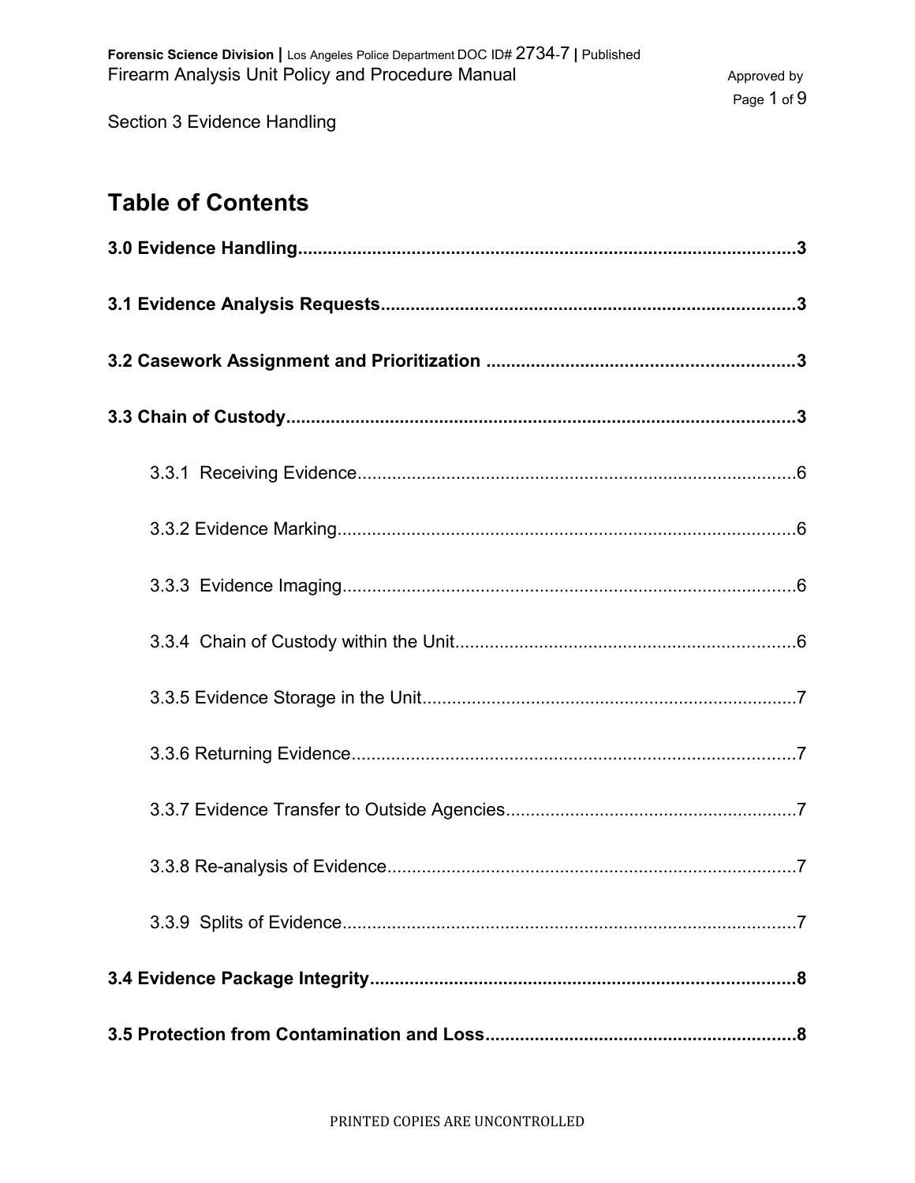# Table of Contents

**3.0 Evidence Handling**......................................................................................................3

**3.1 Evidence Analysis Requests**...................................................................................3

**3.2 Casework Assignment and Prioritization** .............................................................3

**3.3 Chain of Custody**.......................................................................................................3

- 3.3.1 Receiving Evidence.........................................................................................6
- 3.3.2 Evidence Marking.............................................................................................6
- 3.3.3 Evidence Imaging............................................................................................6
- 3.3.4 Chain of Custody within the Unit....................................................................6
- 3.3.5 Evidence Storage in the Unit...........................................................................7
- 3.3.6 Returning Evidence..........................................................................................7
- 3.3.7 Evidence Transfer to Outside Agencies...........................................................7
- 3.3.8 Re-analysis of Evidence...................................................................................7
- 3.3.9 Splits of Evidence.............................................................................................7

**3.4 Evidence Package Integrity**.......................................................................................8

**3.5 Protection from Contamination and Loss**...............................................................8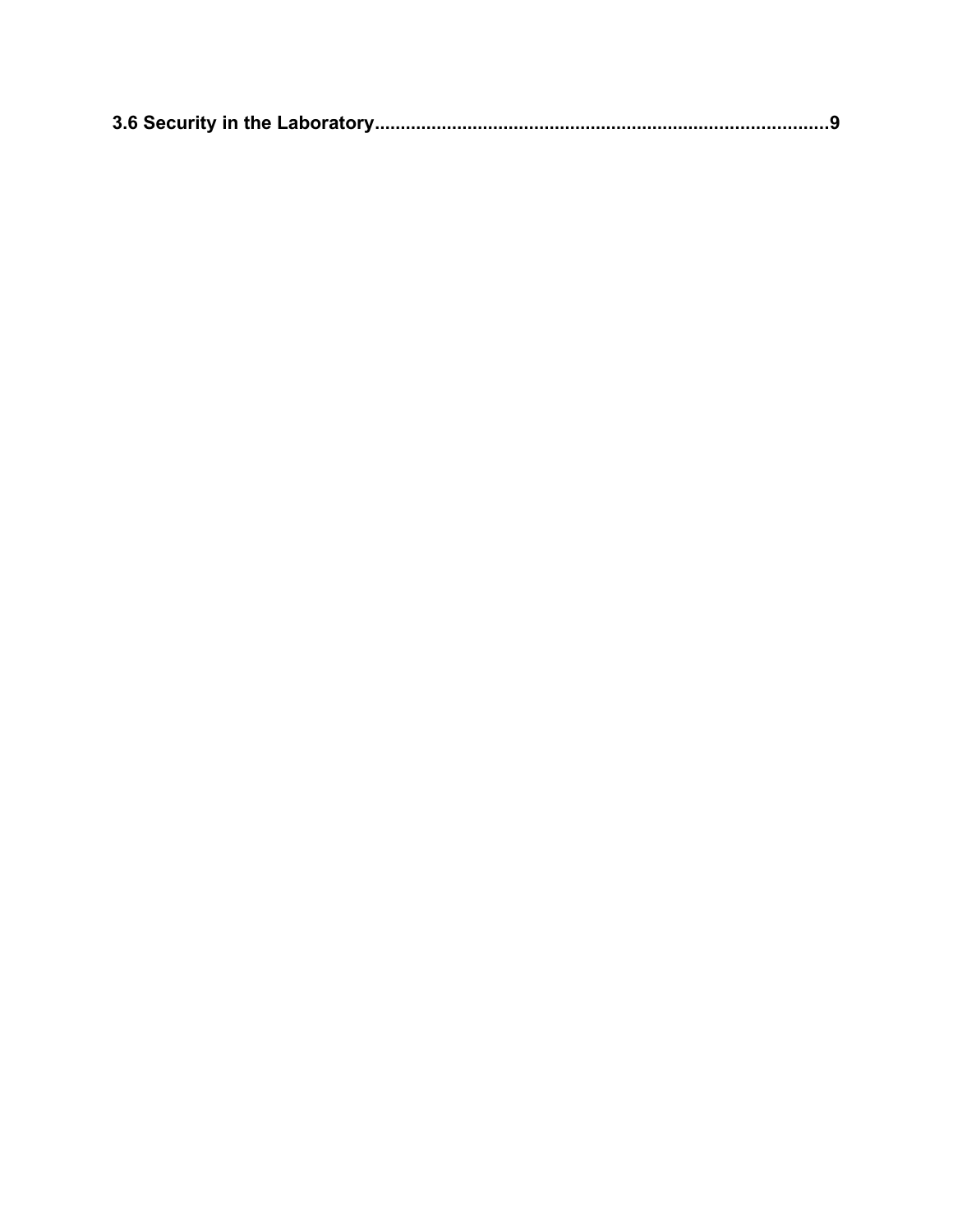**3.6 Security in the Laboratory........................................................................................9**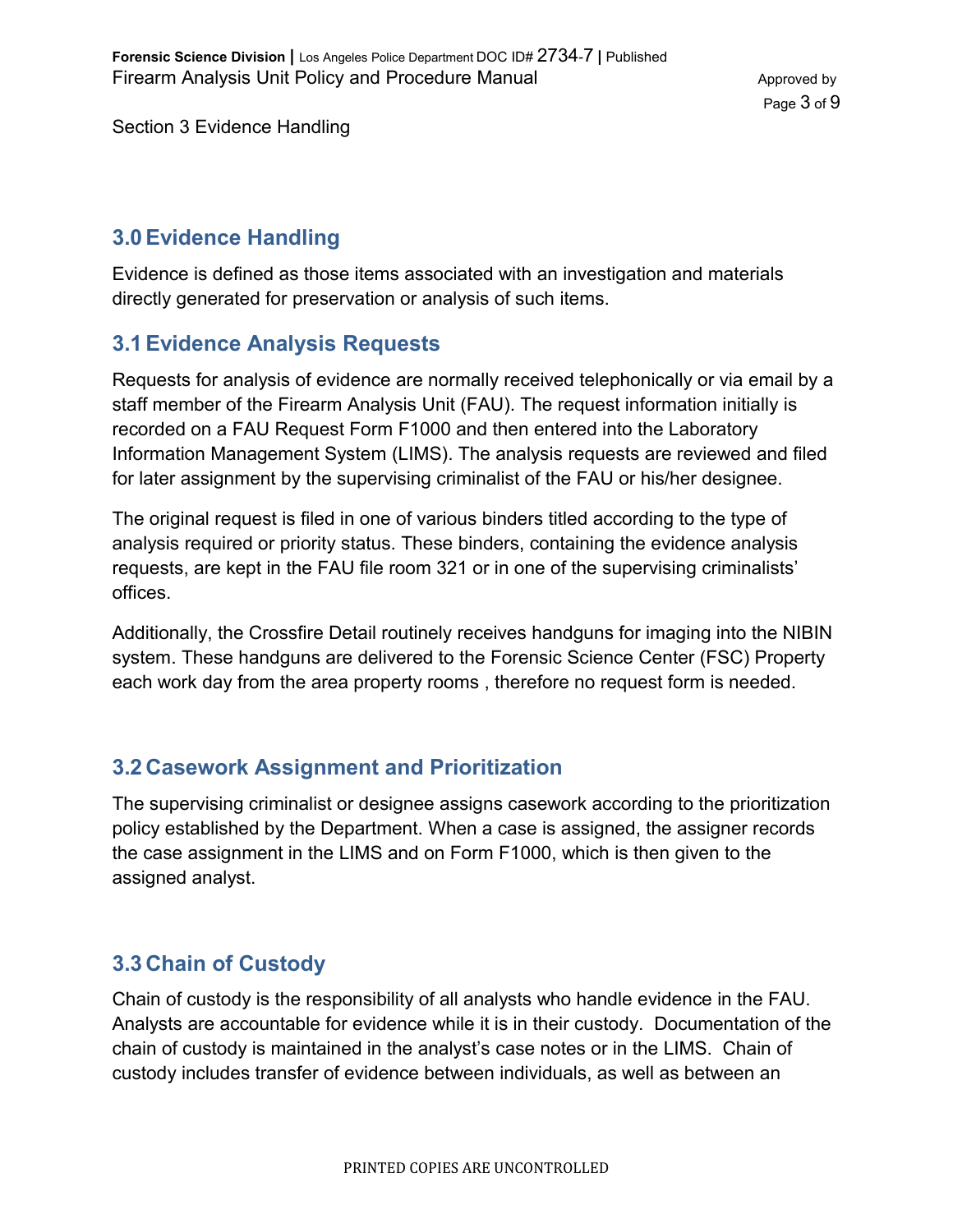Section 3 Evidence Handling

## 3.0 Evidence Handling

Evidence is defined as those items associated with an investigation and materials directly generated for preservation or analysis of such items.

## 3.1 Evidence Analysis Requests

Requests for analysis of evidence are normally received telephonically or via email by a staff member of the Firearm Analysis Unit (FAU). The request information initially is recorded on a FAU Request Form F1000 and then entered into the Laboratory Information Management System (LIMS). The analysis requests are reviewed and filed for later assignment by the supervising criminalist of the FAU or his/her designee.

The original request is filed in one of various binders titled according to the type of analysis required or priority status. These binders, containing the evidence analysis requests, are kept in the FAU file room 321 or in one of the supervising criminalists' offices.

Additionally, the Crossfire Detail routinely receives handguns for imaging into the NIBIN system. These handguns are delivered to the Forensic Science Center (FSC) Property each work day from the area property rooms , therefore no request form is needed.

## 3.2 Casework Assignment and Prioritization

The supervising criminalist or designee assigns casework according to the prioritization policy established by the Department. When a case is assigned, the assigner records the case assignment in the LIMS and on Form F1000, which is then given to the assigned analyst.

## 3.3 Chain of Custody

Chain of custody is the responsibility of all analysts who handle evidence in the FAU. Analysts are accountable for evidence while it is in their custody. Documentation of the chain of custody is maintained in the analyst's case notes or in the LIMS. Chain of custody includes transfer of evidence between individuals, as well as between an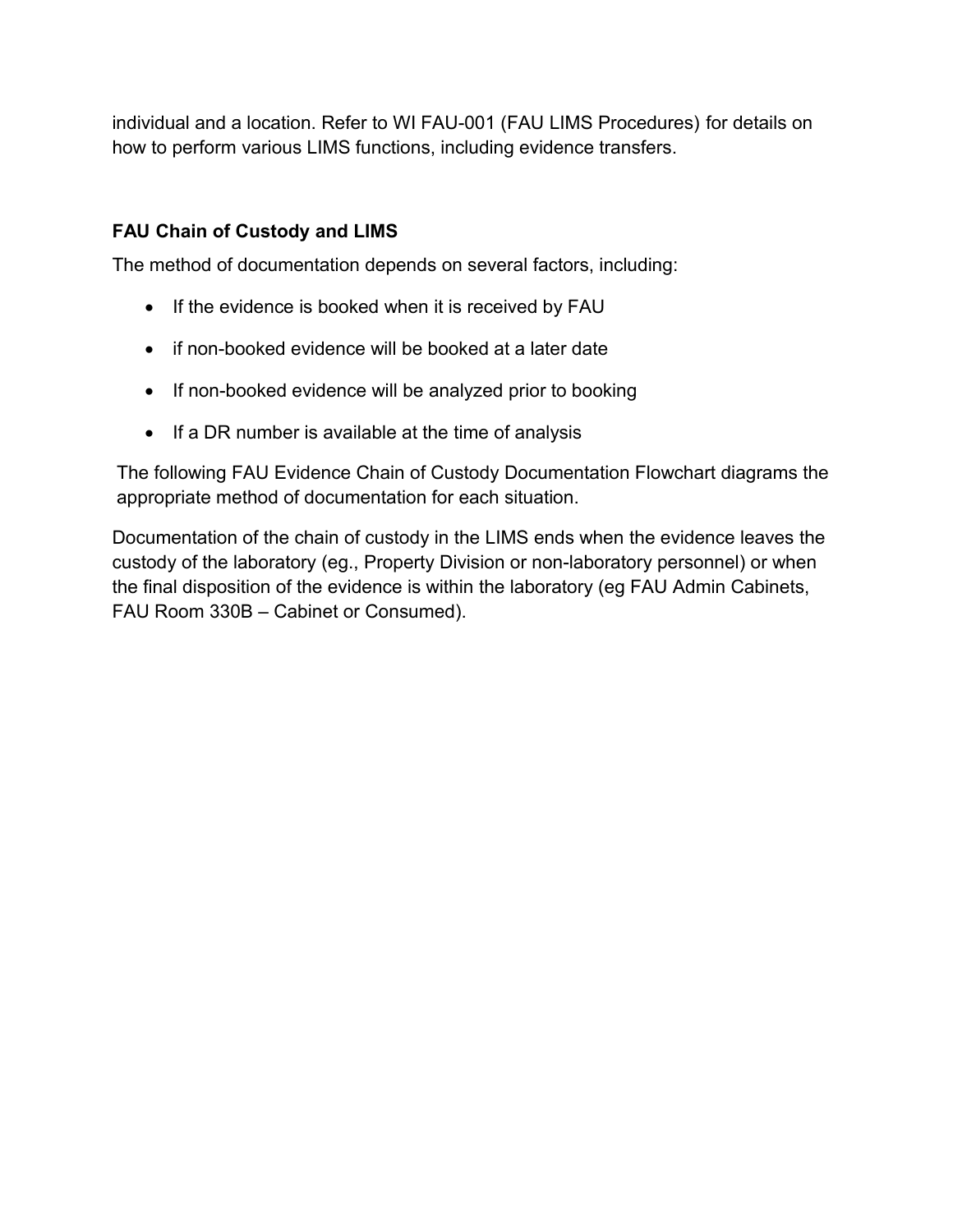individual and a location. Refer to WI FAU-001 (FAU LIMS Procedures) for details on how to perform various LIMS functions, including evidence transfers.

### FAU Chain of Custody and LIMS

The method of documentation depends on several factors, including:

- If the evidence is booked when it is received by FAU
- if non-booked evidence will be booked at a later date
- If non-booked evidence will be analyzed prior to booking
- If a DR number is available at the time of analysis

The following FAU Evidence Chain of Custody Documentation Flowchart diagrams the appropriate method of documentation for each situation.

Documentation of the chain of custody in the LIMS ends when the evidence leaves the custody of the laboratory (eg., Property Division or non-laboratory personnel) or when the final disposition of the evidence is within the laboratory (eg FAU Admin Cabinets, FAU Room 330B – Cabinet or Consumed).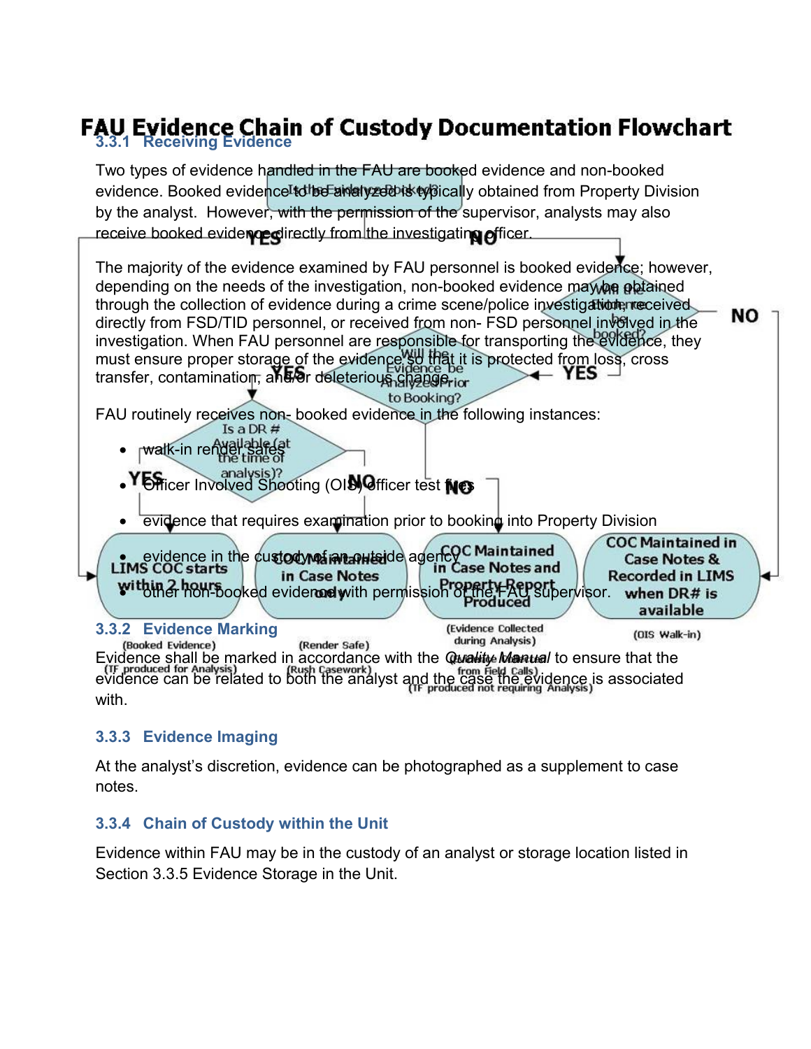### 3.3.1 Receiving Evidence

Two types of evidence handled in the FAU are booked evidence and non-booked evidence. Booked evidence to be analyzed is typically obtained from Property Division by the analyst. However, with the permission of the supervisor, analysts may also receive booked evidence directly from the investigating officer.

The majority of the evidence examined by FAU personnel is booked evidence; however, depending on the needs of the investigation, non-booked evidence may be obtained through the collection of evidence during a crime scene/police investigation, received directly from FSD/TID personnel, or received from non- FSD personnel involved in the investigation. When FAU personnel are responsible for transporting the evidence, they must ensure proper storage of the evidence so that it is protected from loss, cross transfer, contamination, and/or deleterious change.

FAU routinely receives non- booked evidence in the following instances:

- walk-in render safes
- Officer Involved Shooting (OIS) officer test fires
- evidence that requires examination prior to booking into Property Division
- evidence in the custody of an outside agency
- other non-booked evidence with permission of the FAU supervisor.

### 3.3.2 Evidence Marking

Evidence shall be marked in accordance with the *Quality Manual* to ensure that the evidence can be related to both the analyst and the case the evidence is associated with.

### 3.3.3 Evidence Imaging

At the analyst's discretion, evidence can be photographed as a supplement to case notes.

### 3.3.4 Chain of Custody within the Unit

Evidence within FAU may be in the custody of an analyst or storage location listed in Section 3.3.5 Evidence Storage in the Unit.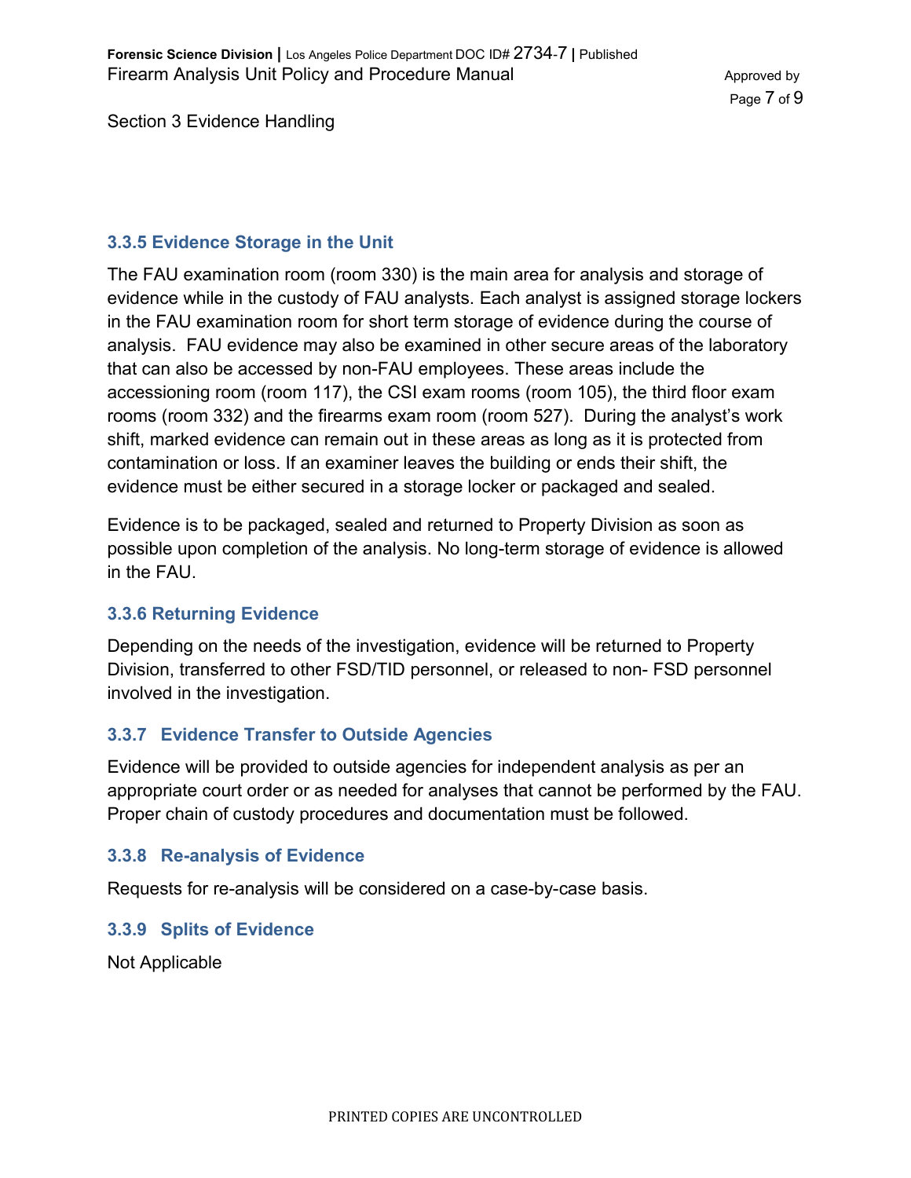### 3.3.5 Evidence Storage in the Unit

The FAU examination room (room 330) is the main area for analysis and storage of evidence while in the custody of FAU analysts. Each analyst is assigned storage lockers in the FAU examination room for short term storage of evidence during the course of analysis. FAU evidence may also be examined in other secure areas of the laboratory that can also be accessed by non-FAU employees. These areas include the accessioning room (room 117), the CSI exam rooms (room 105), the third floor exam rooms (room 332) and the firearms exam room (room 527). During the analyst's work shift, marked evidence can remain out in these areas as long as it is protected from contamination or loss. If an examiner leaves the building or ends their shift, the evidence must be either secured in a storage locker or packaged and sealed.

Evidence is to be packaged, sealed and returned to Property Division as soon as possible upon completion of the analysis. No long-term storage of evidence is allowed in the FAU.

### 3.3.6 Returning Evidence

Depending on the needs of the investigation, evidence will be returned to Property Division, transferred to other FSD/TID personnel, or released to non- FSD personnel involved in the investigation.

### 3.3.7 Evidence Transfer to Outside Agencies

Evidence will be provided to outside agencies for independent analysis as per an appropriate court order or as needed for analyses that cannot be performed by the FAU. Proper chain of custody procedures and documentation must be followed.

### 3.3.8 Re-analysis of Evidence

Requests for re-analysis will be considered on a case-by-case basis.

### 3.3.9 Splits of Evidence

Not Applicable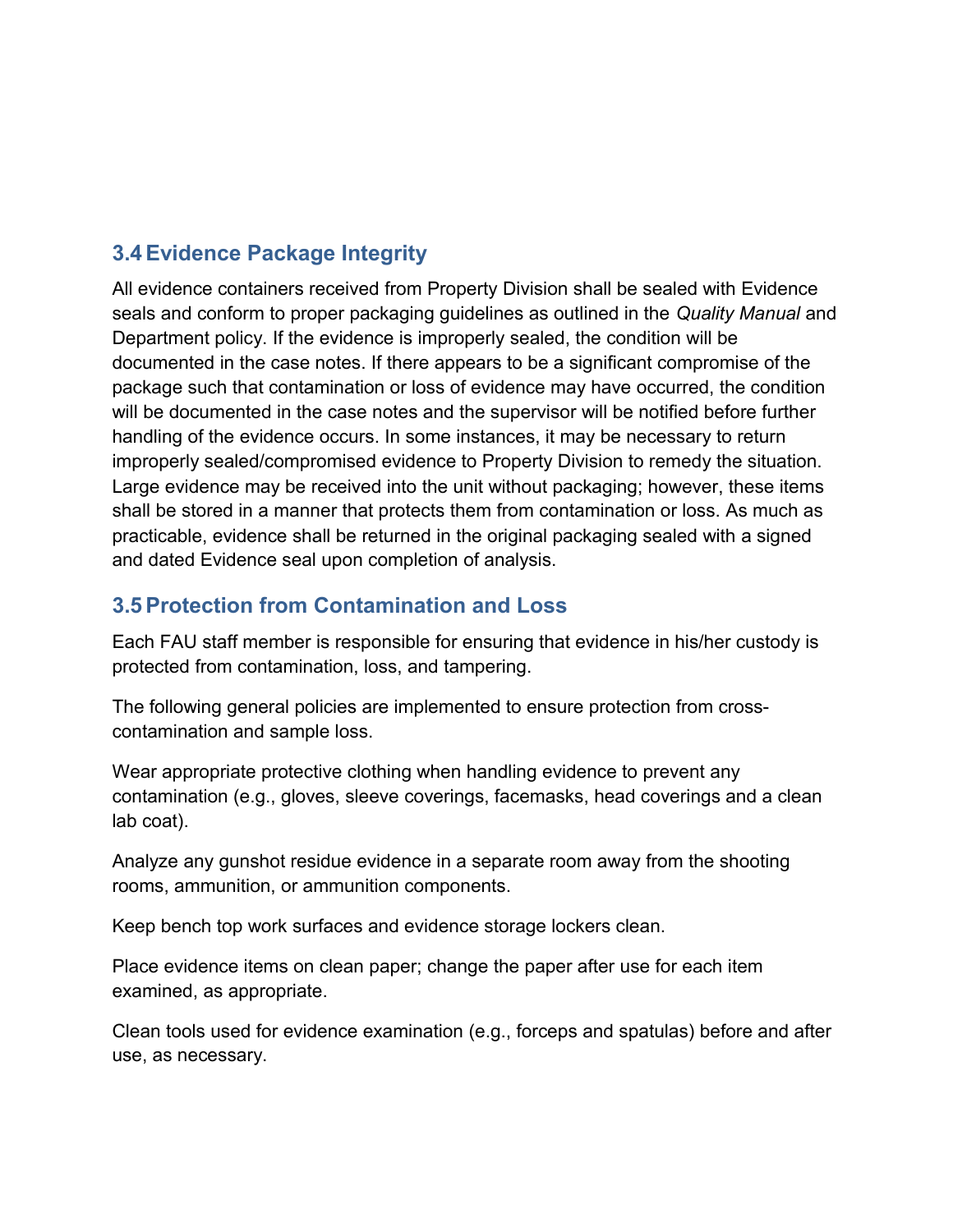## 3.4 Evidence Package Integrity

All evidence containers received from Property Division shall be sealed with Evidence seals and conform to proper packaging guidelines as outlined in the *Quality Manual* and Department policy. If the evidence is improperly sealed, the condition will be documented in the case notes. If there appears to be a significant compromise of the package such that contamination or loss of evidence may have occurred, the condition will be documented in the case notes and the supervisor will be notified before further handling of the evidence occurs. In some instances, it may be necessary to return improperly sealed/compromised evidence to Property Division to remedy the situation. Large evidence may be received into the unit without packaging; however, these items shall be stored in a manner that protects them from contamination or loss. As much as practicable, evidence shall be returned in the original packaging sealed with a signed and dated Evidence seal upon completion of analysis.

## 3.5 Protection from Contamination and Loss

Each FAU staff member is responsible for ensuring that evidence in his/her custody is protected from contamination, loss, and tampering.

The following general policies are implemented to ensure protection from cross-contamination and sample loss.

Wear appropriate protective clothing when handling evidence to prevent any contamination (e.g., gloves, sleeve coverings, facemasks, head coverings and a clean lab coat).

Analyze any gunshot residue evidence in a separate room away from the shooting rooms, ammunition, or ammunition components.

Keep bench top work surfaces and evidence storage lockers clean.

Place evidence items on clean paper; change the paper after use for each item examined, as appropriate.

Clean tools used for evidence examination (e.g., forceps and spatulas) before and after use, as necessary.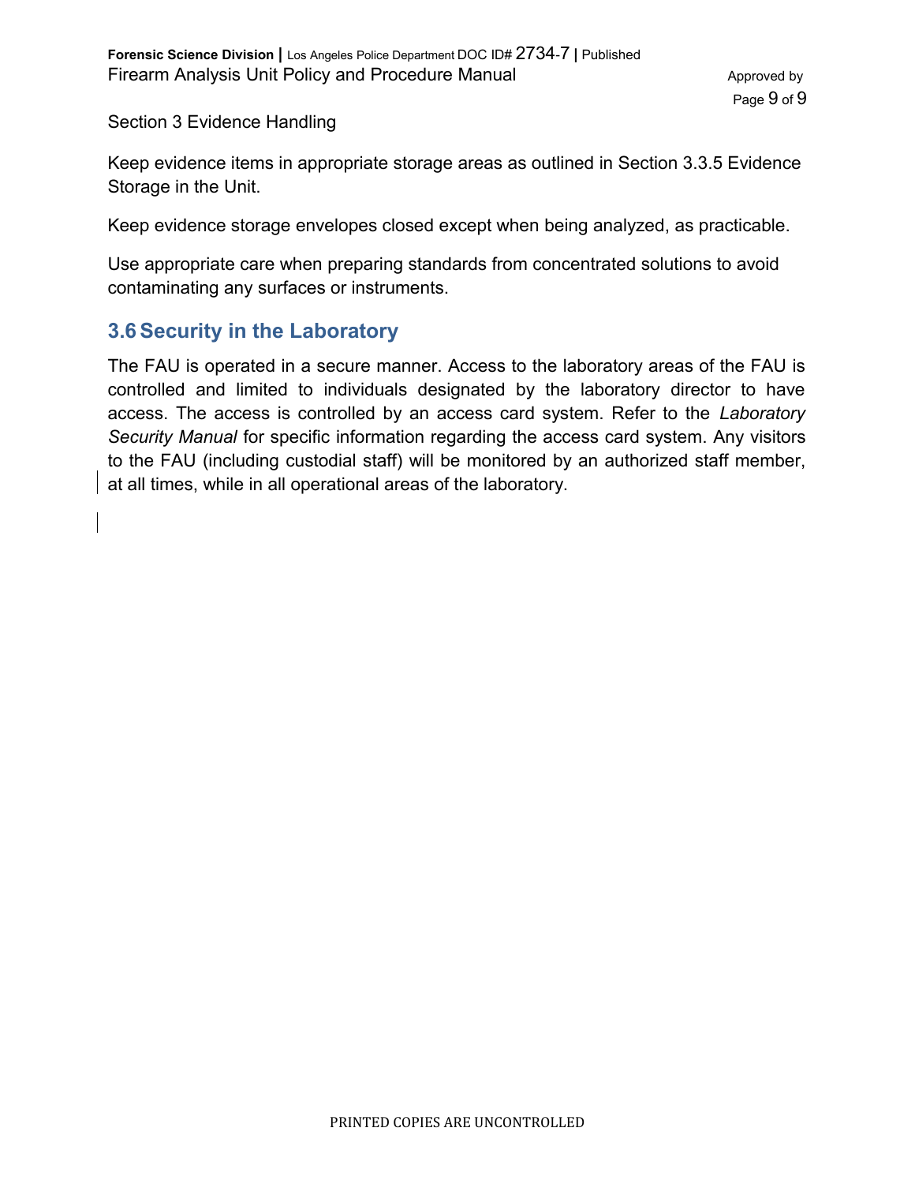Keep evidence items in appropriate storage areas as outlined in Section 3.3.5 Evidence Storage in the Unit.

Keep evidence storage envelopes closed except when being analyzed, as practicable.

Use appropriate care when preparing standards from concentrated solutions to avoid contaminating any surfaces or instruments.

## 3.6 Security in the Laboratory

The FAU is operated in a secure manner. Access to the laboratory areas of the FAU is controlled and limited to individuals designated by the laboratory director to have access. The access is controlled by an access card system. Refer to the *Laboratory Security Manual* for specific information regarding the access card system. Any visitors to the FAU (including custodial staff) will be monitored by an authorized staff member, at all times, while in all operational areas of the laboratory.